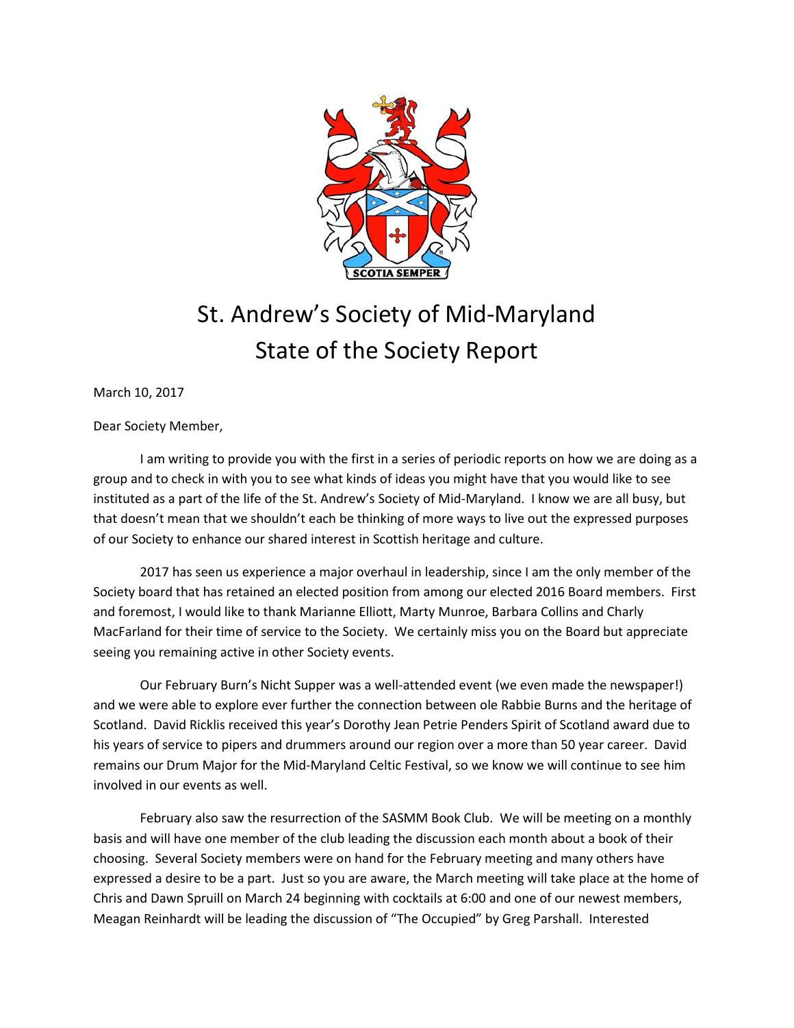# St. Andrew's Society of Mid-Maryland
# State of the Society Report

March 10, 2017

Dear Society Member,

I am writing to provide you with the first in a series of periodic reports on how we are doing as a group and to check in with you to see what kinds of ideas you might have that you would like to see instituted as a part of the life of the St. Andrew's Society of Mid-Maryland. I know we are all busy, but that doesn't mean that we shouldn't each be thinking of more ways to live out the expressed purposes of our Society to enhance our shared interest in Scottish heritage and culture.

2017 has seen us experience a major overhaul in leadership, since I am the only member of the Society board that has retained an elected position from among our elected 2016 Board members. First and foremost, I would like to thank Marianne Elliott, Marty Munroe, Barbara Collins and Charly MacFarland for their time of service to the Society. We certainly miss you on the Board but appreciate seeing you remaining active in other Society events.

Our February Burn's Nicht Supper was a well-attended event (we even made the newspaper!) and we were able to explore ever further the connection between ole Rabbie Burns and the heritage of Scotland. David Ricklis received this year's Dorothy Jean Petrie Penders Spirit of Scotland award due to his years of service to pipers and drummers around our region over a more than 50 year career. David remains our Drum Major for the Mid-Maryland Celtic Festival, so we know we will continue to see him involved in our events as well.

February also saw the resurrection of the SASMM Book Club. We will be meeting on a monthly basis and will have one member of the club leading the discussion each month about a book of their choosing. Several Society members were on hand for the February meeting and many others have expressed a desire to be a part. Just so you are aware, the March meeting will take place at the home of Chris and Dawn Spruill on March 24 beginning with cocktails at 6:00 and one of our newest members, Meagan Reinhardt will be leading the discussion of "The Occupied" by Greg Parshall. Interested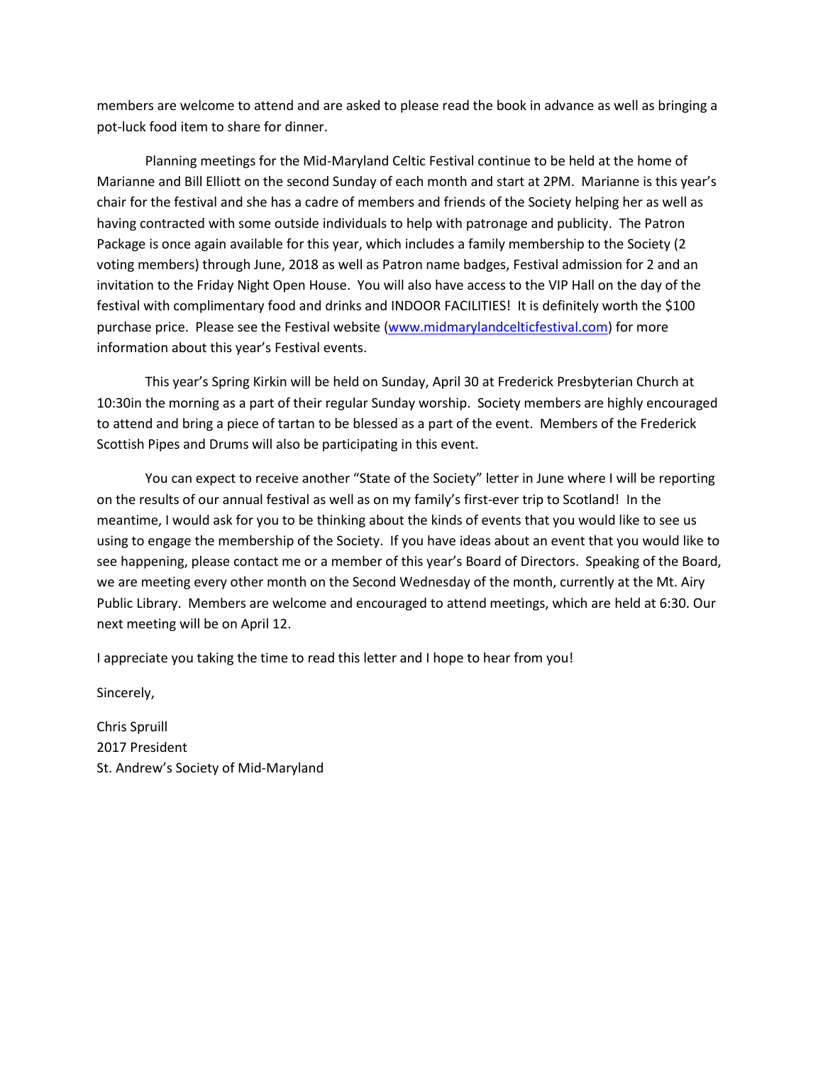members are welcome to attend and are asked to please read the book in advance as well as bringing a pot-luck food item to share for dinner.

Planning meetings for the Mid-Maryland Celtic Festival continue to be held at the home of Marianne and Bill Elliott on the second Sunday of each month and start at 2PM. Marianne is this year's chair for the festival and she has a cadre of members and friends of the Society helping her as well as having contracted with some outside individuals to help with patronage and publicity. The Patron Package is once again available for this year, which includes a family membership to the Society (2 voting members) through June, 2018 as well as Patron name badges, Festival admission for 2 and an invitation to the Friday Night Open House. You will also have access to the VIP Hall on the day of the festival with complimentary food and drinks and INDOOR FACILITIES! It is definitely worth the $100 purchase price. Please see the Festival website ([www.midmarylandcelticfestival.com](http://www.midmarylandcelticfestival.com)) for more information about this year's Festival events.

This year's Spring Kirkin will be held on Sunday, April 30 at Frederick Presbyterian Church at 10:30in the morning as a part of their regular Sunday worship. Society members are highly encouraged to attend and bring a piece of tartan to be blessed as a part of the event. Members of the Frederick Scottish Pipes and Drums will also be participating in this event.

You can expect to receive another "State of the Society" letter in June where I will be reporting on the results of our annual festival as well as on my family's first-ever trip to Scotland! In the meantime, I would ask for you to be thinking about the kinds of events that you would like to see us using to engage the membership of the Society. If you have ideas about an event that you would like to see happening, please contact me or a member of this year's Board of Directors. Speaking of the Board, we are meeting every other month on the Second Wednesday of the month, currently at the Mt. Airy Public Library. Members are welcome and encouraged to attend meetings, which are held at 6:30. Our next meeting will be on April 12.

I appreciate you taking the time to read this letter and I hope to hear from you!

Sincerely,

Chris Spruill
2017 President
St. Andrew's Society of Mid-Maryland